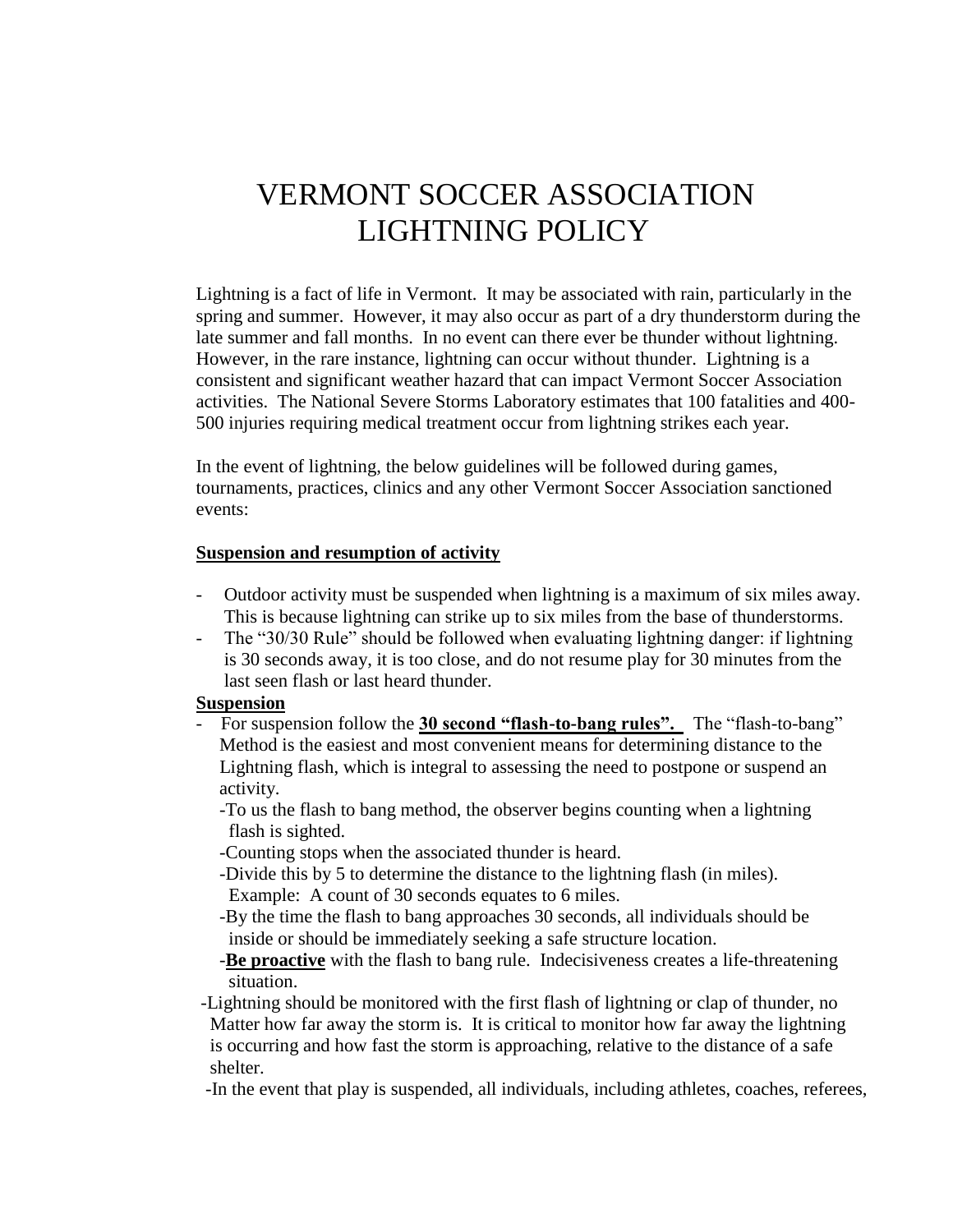# VERMONT SOCCER ASSOCIATION LIGHTNING POLICY

Lightning is a fact of life in Vermont. It may be associated with rain, particularly in the spring and summer. However, it may also occur as part of a dry thunderstorm during the late summer and fall months. In no event can there ever be thunder without lightning. However, in the rare instance, lightning can occur without thunder. Lightning is a consistent and significant weather hazard that can impact Vermont Soccer Association activities. The National Severe Storms Laboratory estimates that 100 fatalities and 400-500 injuries requiring medical treatment occur from lightning strikes each year.

In the event of lightning, the below guidelines will be followed during games, tournaments, practices, clinics and any other Vermont Soccer Association sanctioned events:

**Suspension and resumption of activity**

- Outdoor activity must be suspended when lightning is a maximum of six miles away. This is because lightning can strike up to six miles from the base of thunderstorms.
- The "30/30 Rule" should be followed when evaluating lightning danger: if lightning is 30 seconds away, it is too close, and do not resume play for 30 minutes from the last seen flash or last heard thunder.

**Suspension**

- For suspension follow the **30 second "flash-to-bang rules".** The "flash-to-bang" Method is the easiest and most convenient means for determining distance to the Lightning flash, which is integral to assessing the need to postpone or suspend an activity.
  - -To us the flash to bang method, the observer begins counting when a lightning flash is sighted.
  - -Counting stops when the associated thunder is heard.
  - -Divide this by 5 to determine the distance to the lightning flash (in miles). Example: A count of 30 seconds equates to 6 miles.
  - -By the time the flash to bang approaches 30 seconds, all individuals should be inside or should be immediately seeking a safe structure location.
  - -**Be proactive** with the flash to bang rule. Indecisiveness creates a life-threatening situation.

-Lightning should be monitored with the first flash of lightning or clap of thunder, no Matter how far away the storm is. It is critical to monitor how far away the lightning is occurring and how fast the storm is approaching, relative to the distance of a safe shelter.

-In the event that play is suspended, all individuals, including athletes, coaches, referees,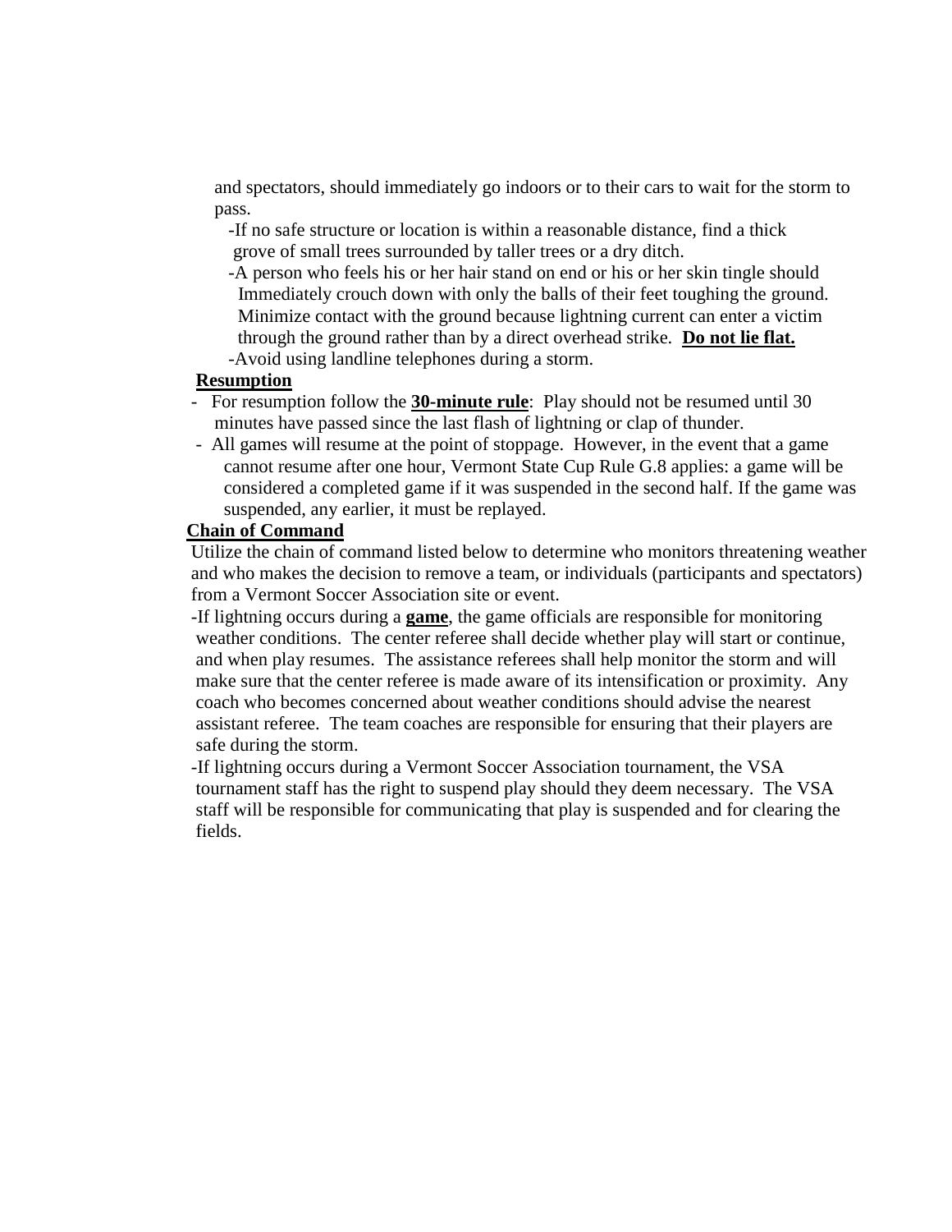and spectators, should immediately go indoors or to their cars to wait for the storm to pass.

-If no safe structure or location is within a reasonable distance, find a thick grove of small trees surrounded by taller trees or a dry ditch.

-A person who feels his or her hair stand on end or his or her skin tingle should Immediately crouch down with only the balls of their feet toughing the ground. Minimize contact with the ground because lightning current can enter a victim through the ground rather than by a direct overhead strike. **Do not lie flat.**

-Avoid using landline telephones during a storm.

**Resumption**

- For resumption follow the **30-minute rule**: Play should not be resumed until 30 minutes have passed since the last flash of lightning or clap of thunder.
- All games will resume at the point of stoppage. However, in the event that a game cannot resume after one hour, Vermont State Cup Rule G.8 applies: a game will be considered a completed game if it was suspended in the second half. If the game was suspended, any earlier, it must be replayed.

**Chain of Command**

Utilize the chain of command listed below to determine who monitors threatening weather and who makes the decision to remove a team, or individuals (participants and spectators) from a Vermont Soccer Association site or event.

-If lightning occurs during a **game**, the game officials are responsible for monitoring weather conditions. The center referee shall decide whether play will start or continue, and when play resumes. The assistance referees shall help monitor the storm and will make sure that the center referee is made aware of its intensification or proximity. Any coach who becomes concerned about weather conditions should advise the nearest assistant referee. The team coaches are responsible for ensuring that their players are safe during the storm.

-If lightning occurs during a Vermont Soccer Association tournament, the VSA tournament staff has the right to suspend play should they deem necessary. The VSA staff will be responsible for communicating that play is suspended and for clearing the fields.